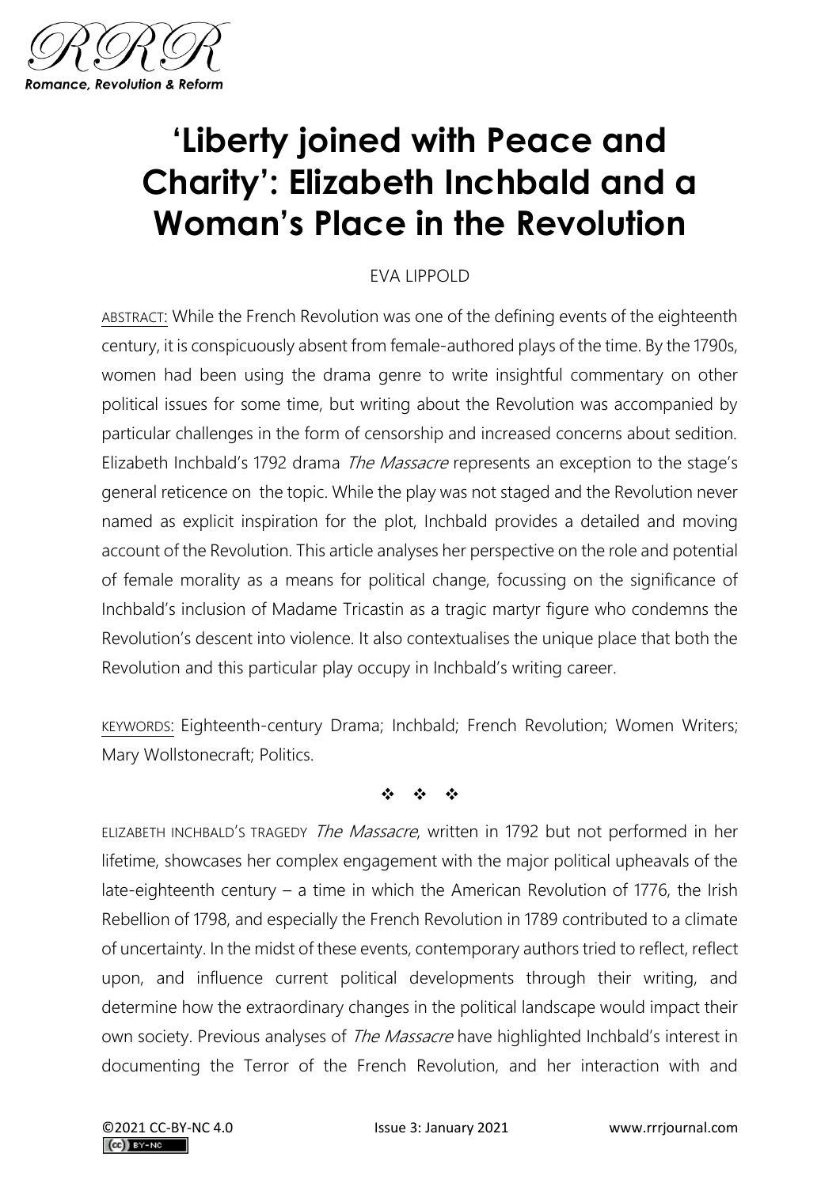# 'Liberty joined with Peace and Charity': Elizabeth Inchbald and a Woman's Place in the Revolution

EVA LIPPOLD

ABSTRACT: While the French Revolution was one of the defining events of the eighteenth century, it is conspicuously absent from female-authored plays of the time. By the 1790s, women had been using the drama genre to write insightful commentary on other political issues for some time, but writing about the Revolution was accompanied by particular challenges in the form of censorship and increased concerns about sedition. Elizabeth Inchbald's 1792 drama *The Massacre* represents an exception to the stage's general reticence on the topic. While the play was not staged and the Revolution never named as explicit inspiration for the plot, Inchbald provides a detailed and moving account of the Revolution. This article analyses her perspective on the role and potential of female morality as a means for political change, focussing on the significance of Inchbald's inclusion of Madame Tricastin as a tragic martyr figure who condemns the Revolution's descent into violence. It also contextualises the unique place that both the Revolution and this particular play occupy in Inchbald's writing career.

KEYWORDS: Eighteenth-century Drama; Inchbald; French Revolution; Women Writers; Mary Wollstonecraft; Politics.

❖ ❖ ❖

ELIZABETH INCHBALD'S TRAGEDY *The Massacre*, written in 1792 but not performed in her lifetime, showcases her complex engagement with the major political upheavals of the late-eighteenth century – a time in which the American Revolution of 1776, the Irish Rebellion of 1798, and especially the French Revolution in 1789 contributed to a climate of uncertainty. In the midst of these events, contemporary authors tried to reflect, reflect upon, and influence current political developments through their writing, and determine how the extraordinary changes in the political landscape would impact their own society. Previous analyses of *The Massacre* have highlighted Inchbald's interest in documenting the Terror of the French Revolution, and her interaction with and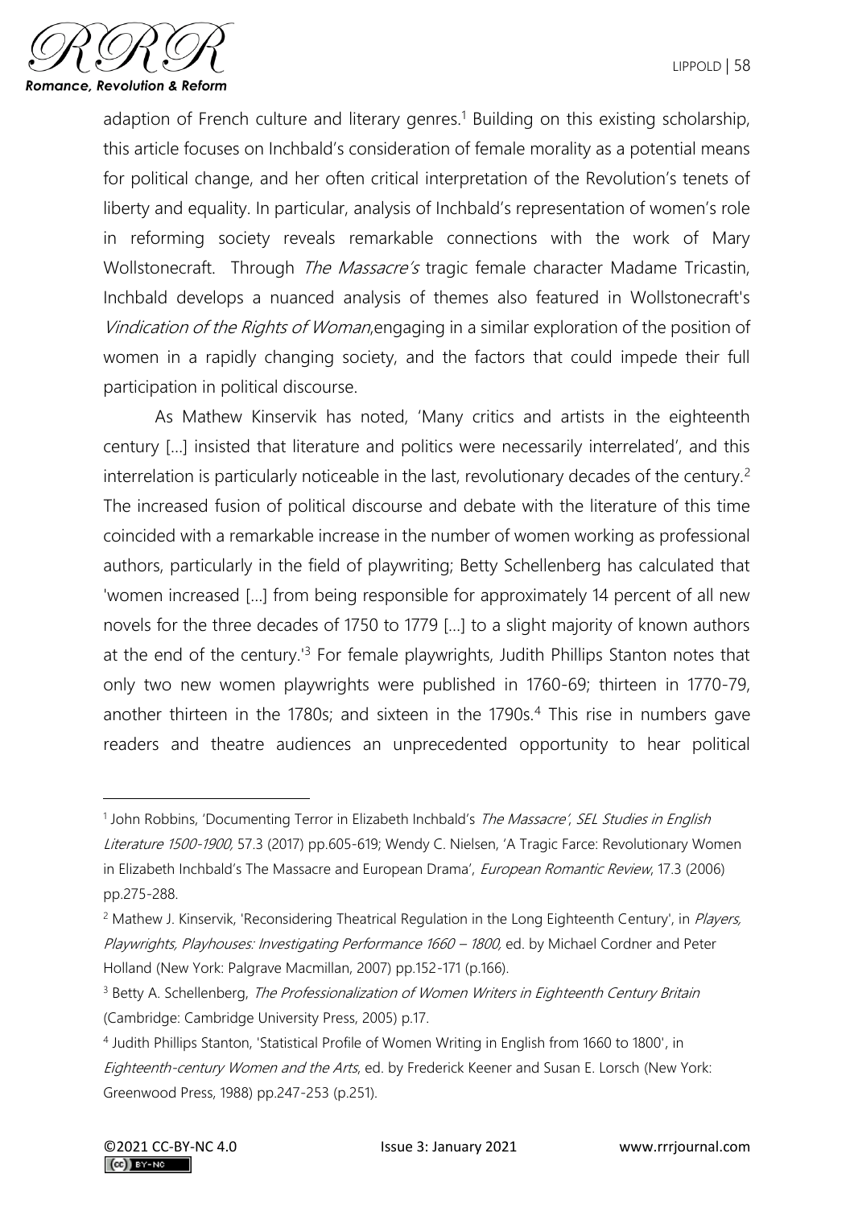adaption of French culture and literary genres.[1] Building on this existing scholarship, this article focuses on Inchbald's consideration of female morality as a potential means for political change, and her often critical interpretation of the Revolution's tenets of liberty and equality. In particular, analysis of Inchbald's representation of women's role in reforming society reveals remarkable connections with the work of Mary Wollstonecraft. Through *The Massacre's* tragic female character Madame Tricastin, Inchbald develops a nuanced analysis of themes also featured in Wollstonecraft's *Vindication of the Rights of Woman*,engaging in a similar exploration of the position of women in a rapidly changing society, and the factors that could impede their full participation in political discourse.

As Mathew Kinservik has noted, 'Many critics and artists in the eighteenth century [...] insisted that literature and politics were necessarily interrelated', and this interrelation is particularly noticeable in the last, revolutionary decades of the century.[2] The increased fusion of political discourse and debate with the literature of this time coincided with a remarkable increase in the number of women working as professional authors, particularly in the field of playwriting; Betty Schellenberg has calculated that 'women increased [...] from being responsible for approximately 14 percent of all new novels for the three decades of 1750 to 1779 [...] to a slight majority of known authors at the end of the century.'[3] For female playwrights, Judith Phillips Stanton notes that only two new women playwrights were published in 1760-69; thirteen in 1770-79, another thirteen in the 1780s; and sixteen in the 1790s.[4] This rise in numbers gave readers and theatre audiences an unprecedented opportunity to hear political

---

[1] John Robbins, 'Documenting Terror in Elizabeth Inchbald's *The Massacre*', *SEL Studies in English Literature 1500-1900,* 57.3 (2017) pp.605-619; Wendy C. Nielsen, 'A Tragic Farce: Revolutionary Women in Elizabeth Inchbald's The Massacre and European Drama', *European Romantic Review*, 17.3 (2006) pp.275-288.

[2] Mathew J. Kinservik, 'Reconsidering Theatrical Regulation in the Long Eighteenth Century', in *Players, Playwrights, Playhouses: Investigating Performance 1660 – 1800,* ed. by Michael Cordner and Peter Holland (New York: Palgrave Macmillan, 2007) pp.152-171 (p.166).

[3] Betty A. Schellenberg, *The Professionalization of Women Writers in Eighteenth Century Britain* (Cambridge: Cambridge University Press, 2005) p.17.

[4] Judith Phillips Stanton, 'Statistical Profile of Women Writing in English from 1660 to 1800', in *Eighteenth-century Women and the Arts*, ed. by Frederick Keener and Susan E. Lorsch (New York: Greenwood Press, 1988) pp.247-253 (p.251).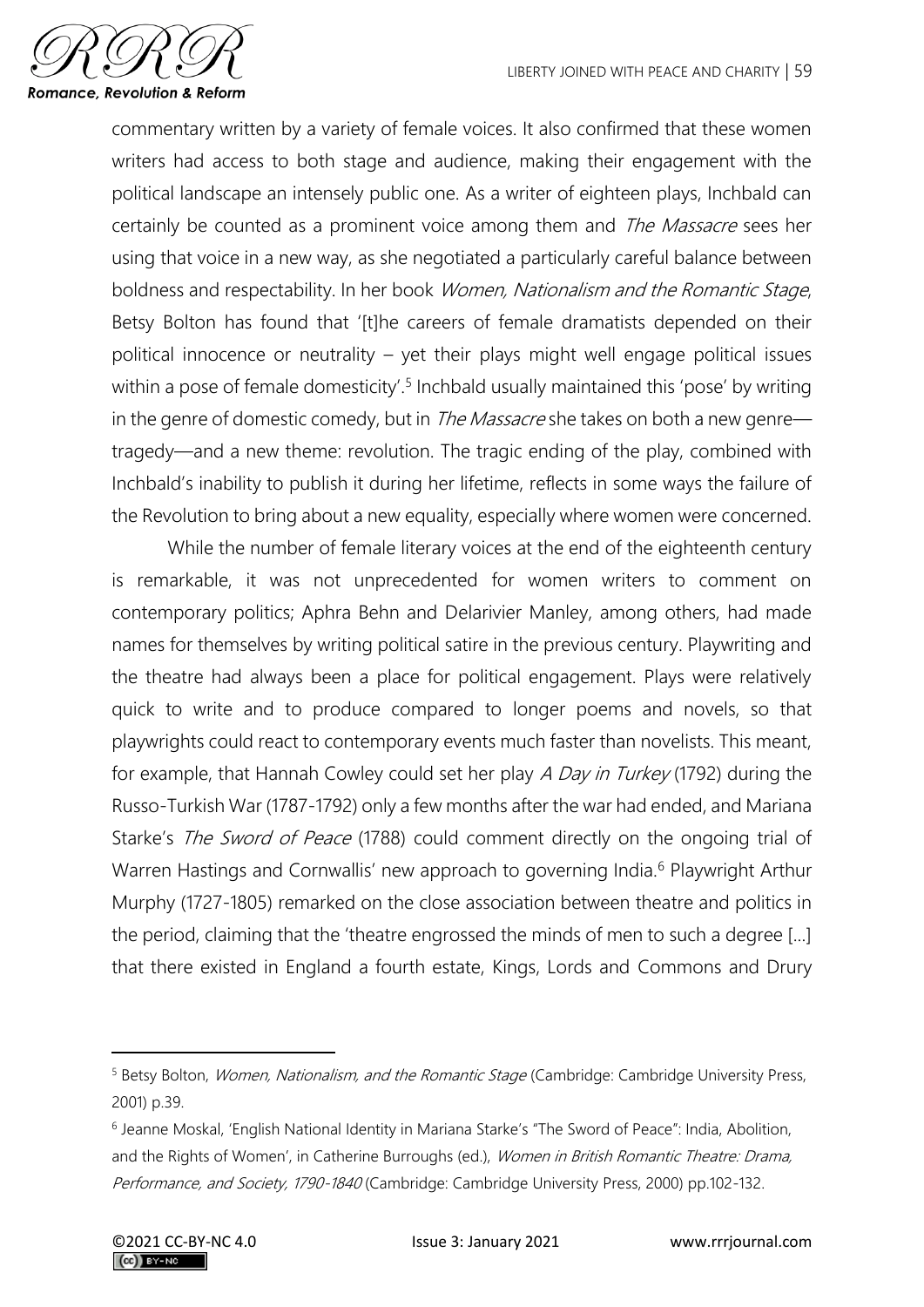commentary written by a variety of female voices. It also confirmed that these women writers had access to both stage and audience, making their engagement with the political landscape an intensely public one. As a writer of eighteen plays, Inchbald can certainly be counted as a prominent voice among them and *The Massacre* sees her using that voice in a new way, as she negotiated a particularly careful balance between boldness and respectability. In her book *Women, Nationalism and the Romantic Stage*, Betsy Bolton has found that '[t]he careers of female dramatists depended on their political innocence or neutrality – yet their plays might well engage political issues within a pose of female domesticity'.[5] Inchbald usually maintained this 'pose' by writing in the genre of domestic comedy, but in *The Massacre* she takes on both a new genre—tragedy—and a new theme: revolution. The tragic ending of the play, combined with Inchbald's inability to publish it during her lifetime, reflects in some ways the failure of the Revolution to bring about a new equality, especially where women were concerned.

While the number of female literary voices at the end of the eighteenth century is remarkable, it was not unprecedented for women writers to comment on contemporary politics; Aphra Behn and Delarivier Manley, among others, had made names for themselves by writing political satire in the previous century. Playwriting and the theatre had always been a place for political engagement. Plays were relatively quick to write and to produce compared to longer poems and novels, so that playwrights could react to contemporary events much faster than novelists. This meant, for example, that Hannah Cowley could set her play *A Day in Turkey* (1792) during the Russo-Turkish War (1787-1792) only a few months after the war had ended, and Mariana Starke's *The Sword of Peace* (1788) could comment directly on the ongoing trial of Warren Hastings and Cornwallis' new approach to governing India.[6] Playwright Arthur Murphy (1727-1805) remarked on the close association between theatre and politics in the period, claiming that the 'theatre engrossed the minds of men to such a degree […] that there existed in England a fourth estate, Kings, Lords and Commons and Drury

---

[5] Betsy Bolton, *Women, Nationalism, and the Romantic Stage* (Cambridge: Cambridge University Press, 2001) p.39.

[6] Jeanne Moskal, 'English National Identity in Mariana Starke's "The Sword of Peace": India, Abolition, and the Rights of Women', in Catherine Burroughs (ed.), *Women in British Romantic Theatre: Drama, Performance, and Society, 1790-1840* (Cambridge: Cambridge University Press, 2000) pp.102-132.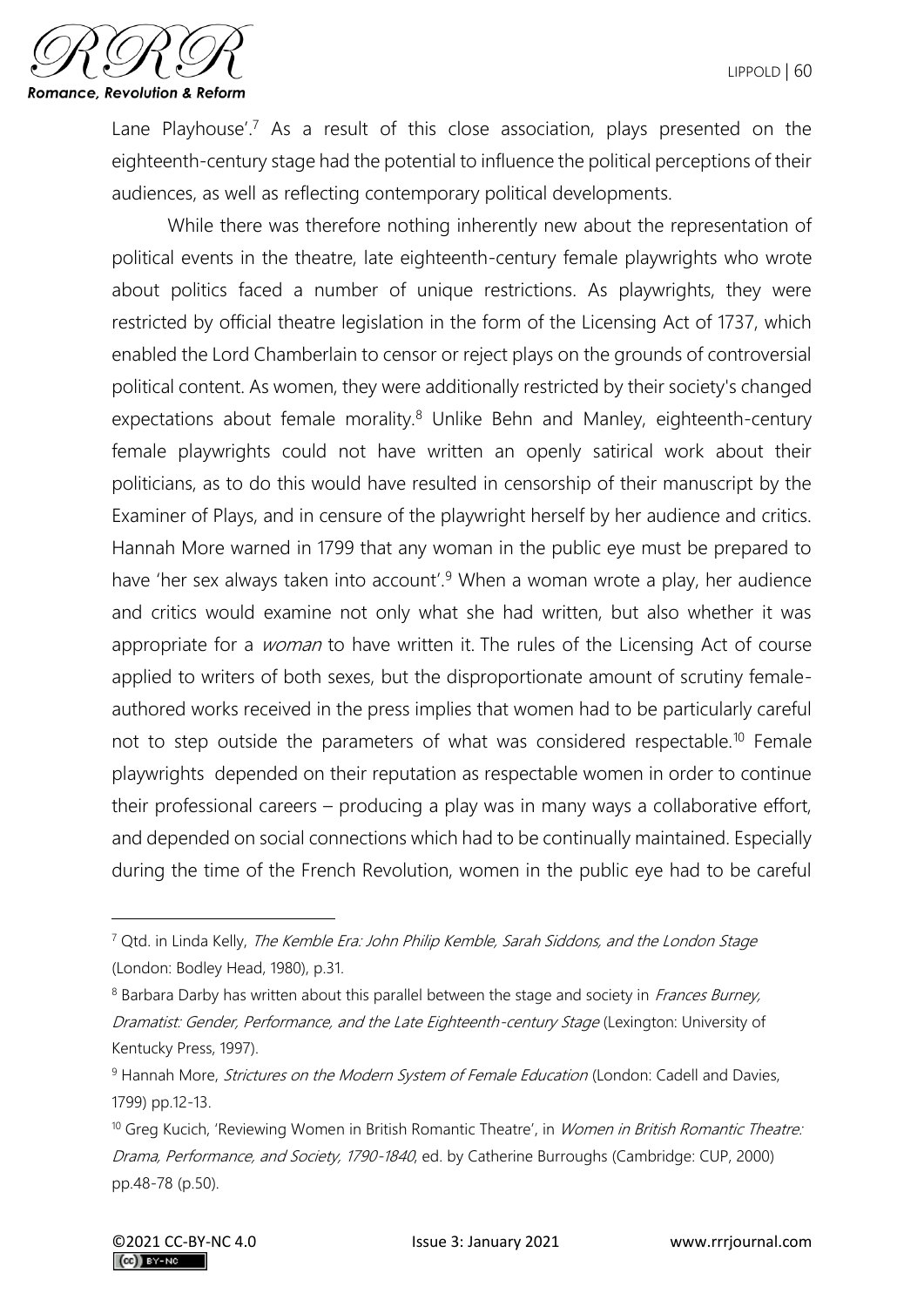Lane Playhouse'.[7] As a result of this close association, plays presented on the eighteenth-century stage had the potential to influence the political perceptions of their audiences, as well as reflecting contemporary political developments.

While there was therefore nothing inherently new about the representation of political events in the theatre, late eighteenth-century female playwrights who wrote about politics faced a number of unique restrictions. As playwrights, they were restricted by official theatre legislation in the form of the Licensing Act of 1737, which enabled the Lord Chamberlain to censor or reject plays on the grounds of controversial political content. As women, they were additionally restricted by their society's changed expectations about female morality.[8] Unlike Behn and Manley, eighteenth-century female playwrights could not have written an openly satirical work about their politicians, as to do this would have resulted in censorship of their manuscript by the Examiner of Plays, and in censure of the playwright herself by her audience and critics. Hannah More warned in 1799 that any woman in the public eye must be prepared to have 'her sex always taken into account'.[9] When a woman wrote a play, her audience and critics would examine not only what she had written, but also whether it was appropriate for a *woman* to have written it. The rules of the Licensing Act of course applied to writers of both sexes, but the disproportionate amount of scrutiny female-authored works received in the press implies that women had to be particularly careful not to step outside the parameters of what was considered respectable.[10] Female playwrights depended on their reputation as respectable women in order to continue their professional careers – producing a play was in many ways a collaborative effort, and depended on social connections which had to be continually maintained. Especially during the time of the French Revolution, women in the public eye had to be careful

---

[7] Qtd. in Linda Kelly, *The Kemble Era: John Philip Kemble, Sarah Siddons, and the London Stage* (London: Bodley Head, 1980), p.31.

[8] Barbara Darby has written about this parallel between the stage and society in *Frances Burney, Dramatist: Gender, Performance, and the Late Eighteenth-century Stage* (Lexington: University of Kentucky Press, 1997).

[9] Hannah More, *Strictures on the Modern System of Female Education* (London: Cadell and Davies, 1799) pp.12-13.

[10] Greg Kucich, 'Reviewing Women in British Romantic Theatre', in *Women in British Romantic Theatre: Drama, Performance, and Society, 1790-1840*, ed. by Catherine Burroughs (Cambridge: CUP, 2000) pp.48-78 (p.50).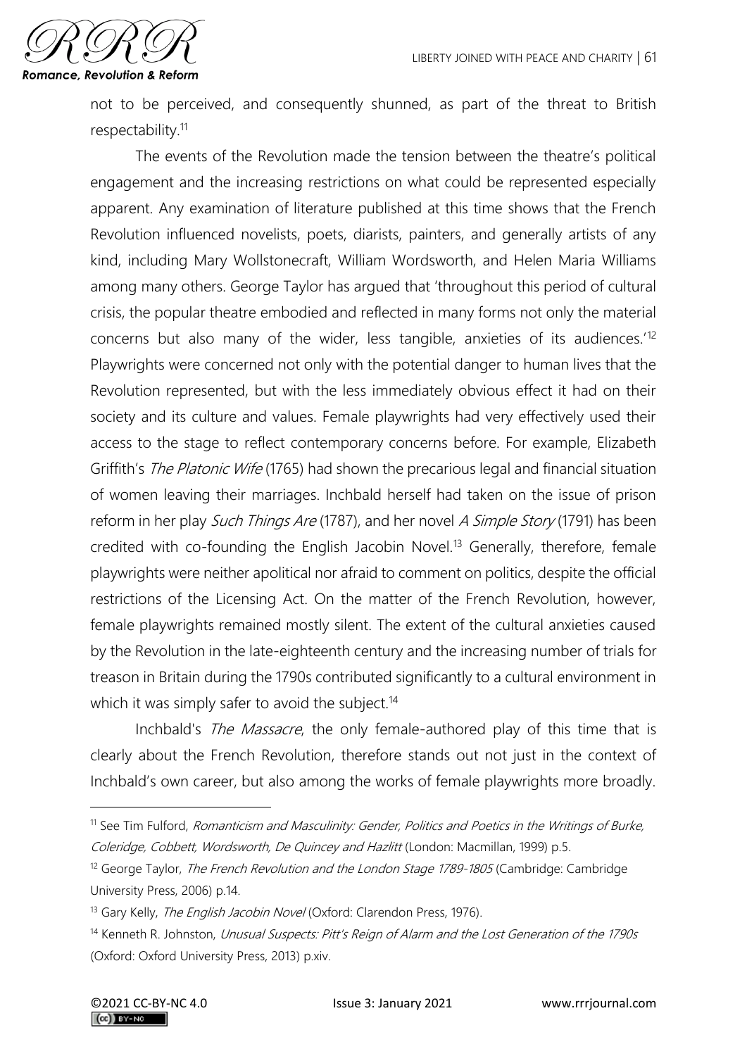not to be perceived, and consequently shunned, as part of the threat to British respectability.[11]

The events of the Revolution made the tension between the theatre's political engagement and the increasing restrictions on what could be represented especially apparent. Any examination of literature published at this time shows that the French Revolution influenced novelists, poets, diarists, painters, and generally artists of any kind, including Mary Wollstonecraft, William Wordsworth, and Helen Maria Williams among many others. George Taylor has argued that 'throughout this period of cultural crisis, the popular theatre embodied and reflected in many forms not only the material concerns but also many of the wider, less tangible, anxieties of its audiences.'[12] Playwrights were concerned not only with the potential danger to human lives that the Revolution represented, but with the less immediately obvious effect it had on their society and its culture and values. Female playwrights had very effectively used their access to the stage to reflect contemporary concerns before. For example, Elizabeth Griffith's *The Platonic Wife* (1765) had shown the precarious legal and financial situation of women leaving their marriages. Inchbald herself had taken on the issue of prison reform in her play *Such Things Are* (1787), and her novel *A Simple Story* (1791) has been credited with co-founding the English Jacobin Novel.[13] Generally, therefore, female playwrights were neither apolitical nor afraid to comment on politics, despite the official restrictions of the Licensing Act. On the matter of the French Revolution, however, female playwrights remained mostly silent. The extent of the cultural anxieties caused by the Revolution in the late-eighteenth century and the increasing number of trials for treason in Britain during the 1790s contributed significantly to a cultural environment in which it was simply safer to avoid the subject.[14]

Inchbald's *The Massacre*, the only female-authored play of this time that is clearly about the French Revolution, therefore stands out not just in the context of Inchbald's own career, but also among the works of female playwrights more broadly.

---

[11] See Tim Fulford, *Romanticism and Masculinity: Gender, Politics and Poetics in the Writings of Burke, Coleridge, Cobbett, Wordsworth, De Quincey and Hazlitt* (London: Macmillan, 1999) p.5.

[12] George Taylor, *The French Revolution and the London Stage 1789-1805* (Cambridge: Cambridge University Press, 2006) p.14.

[13] Gary Kelly, *The English Jacobin Novel* (Oxford: Clarendon Press, 1976).

[14] Kenneth R. Johnston, *Unusual Suspects: Pitt's Reign of Alarm and the Lost Generation of the 1790s* (Oxford: Oxford University Press, 2013) p.xiv.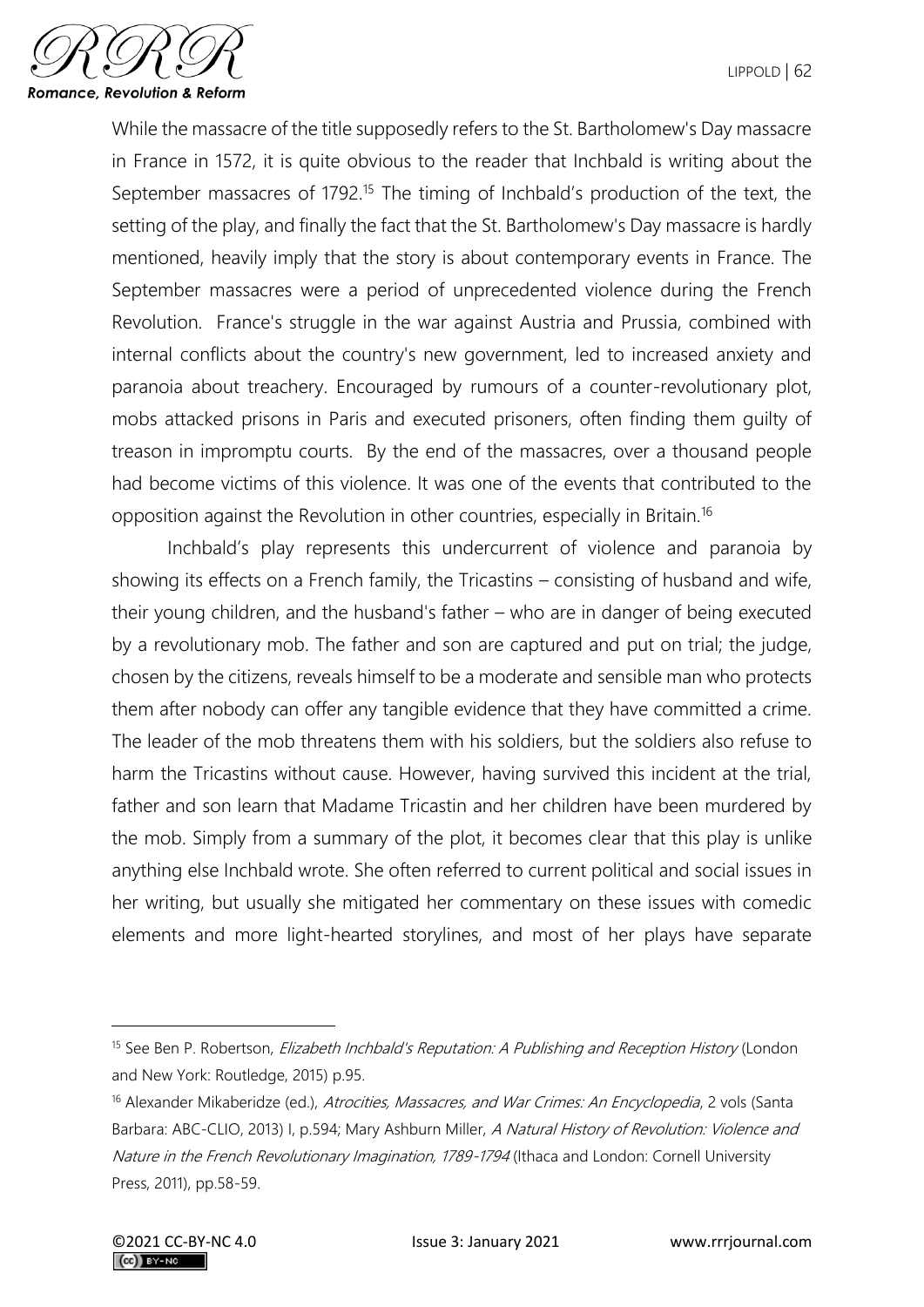While the massacre of the title supposedly refers to the St. Bartholomew's Day massacre in France in 1572, it is quite obvious to the reader that Inchbald is writing about the September massacres of 1792.[15] The timing of Inchbald's production of the text, the setting of the play, and finally the fact that the St. Bartholomew's Day massacre is hardly mentioned, heavily imply that the story is about contemporary events in France. The September massacres were a period of unprecedented violence during the French Revolution. France's struggle in the war against Austria and Prussia, combined with internal conflicts about the country's new government, led to increased anxiety and paranoia about treachery. Encouraged by rumours of a counter-revolutionary plot, mobs attacked prisons in Paris and executed prisoners, often finding them guilty of treason in impromptu courts. By the end of the massacres, over a thousand people had become victims of this violence. It was one of the events that contributed to the opposition against the Revolution in other countries, especially in Britain.[16]

Inchbald's play represents this undercurrent of violence and paranoia by showing its effects on a French family, the Tricastins – consisting of husband and wife, their young children, and the husband's father – who are in danger of being executed by a revolutionary mob. The father and son are captured and put on trial; the judge, chosen by the citizens, reveals himself to be a moderate and sensible man who protects them after nobody can offer any tangible evidence that they have committed a crime. The leader of the mob threatens them with his soldiers, but the soldiers also refuse to harm the Tricastins without cause. However, having survived this incident at the trial, father and son learn that Madame Tricastin and her children have been murdered by the mob. Simply from a summary of the plot, it becomes clear that this play is unlike anything else Inchbald wrote. She often referred to current political and social issues in her writing, but usually she mitigated her commentary on these issues with comedic elements and more light-hearted storylines, and most of her plays have separate

---

[15] See Ben P. Robertson, *Elizabeth Inchbald's Reputation: A Publishing and Reception History* (London and New York: Routledge, 2015) p.95.

[16] Alexander Mikaberidze (ed.), *Atrocities, Massacres, and War Crimes: An Encyclopedia*, 2 vols (Santa Barbara: ABC-CLIO, 2013) I, p.594; Mary Ashburn Miller, *A Natural History of Revolution: Violence and Nature in the French Revolutionary Imagination, 1789-1794* (Ithaca and London: Cornell University Press, 2011), pp.58-59.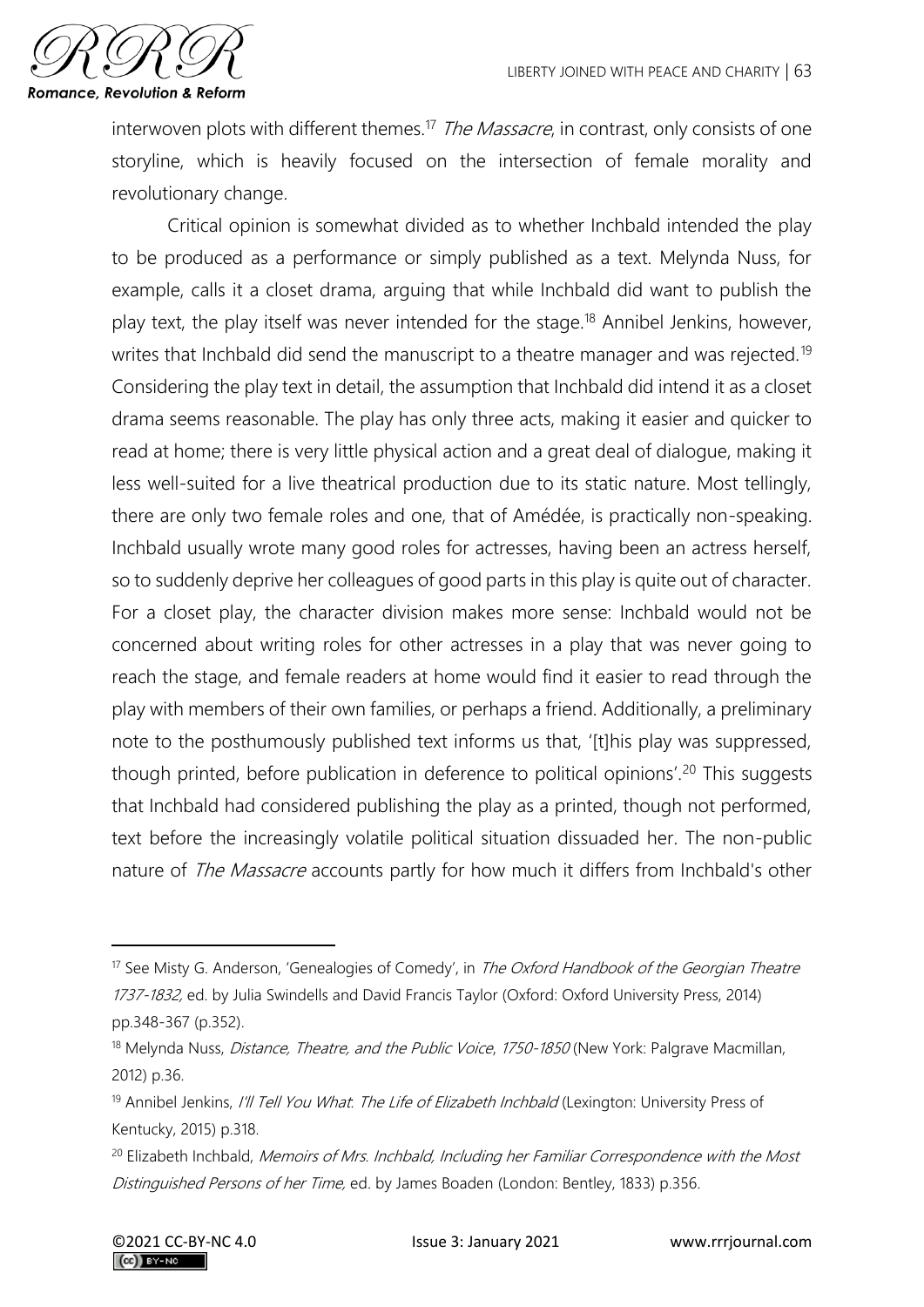interwoven plots with different themes.[17] *The Massacre*, in contrast, only consists of one storyline, which is heavily focused on the intersection of female morality and revolutionary change.

Critical opinion is somewhat divided as to whether Inchbald intended the play to be produced as a performance or simply published as a text. Melynda Nuss, for example, calls it a closet drama, arguing that while Inchbald did want to publish the play text, the play itself was never intended for the stage.[18] Annibel Jenkins, however, writes that Inchbald did send the manuscript to a theatre manager and was rejected.[19] Considering the play text in detail, the assumption that Inchbald did intend it as a closet drama seems reasonable. The play has only three acts, making it easier and quicker to read at home; there is very little physical action and a great deal of dialogue, making it less well-suited for a live theatrical production due to its static nature. Most tellingly, there are only two female roles and one, that of Amédée, is practically non-speaking. Inchbald usually wrote many good roles for actresses, having been an actress herself, so to suddenly deprive her colleagues of good parts in this play is quite out of character. For a closet play, the character division makes more sense: Inchbald would not be concerned about writing roles for other actresses in a play that was never going to reach the stage, and female readers at home would find it easier to read through the play with members of their own families, or perhaps a friend. Additionally, a preliminary note to the posthumously published text informs us that, '[t]his play was suppressed, though printed, before publication in deference to political opinions'.[20] This suggests that Inchbald had considered publishing the play as a printed, though not performed, text before the increasingly volatile political situation dissuaded her. The non-public nature of *The Massacre* accounts partly for how much it differs from Inchbald's other

---

[17] See Misty G. Anderson, 'Genealogies of Comedy', in *The Oxford Handbook of the Georgian Theatre 1737-1832*, ed. by Julia Swindells and David Francis Taylor (Oxford: Oxford University Press, 2014) pp.348-367 (p.352).

[18] Melynda Nuss, *Distance, Theatre, and the Public Voice, 1750-1850* (New York: Palgrave Macmillan, 2012) p.36.

[19] Annibel Jenkins, *I'll Tell You What: The Life of Elizabeth Inchbald* (Lexington: University Press of Kentucky, 2015) p.318.

[20] Elizabeth Inchbald, *Memoirs of Mrs. Inchbald, Including her Familiar Correspondence with the Most Distinguished Persons of her Time*, ed. by James Boaden (London: Bentley, 1833) p.356.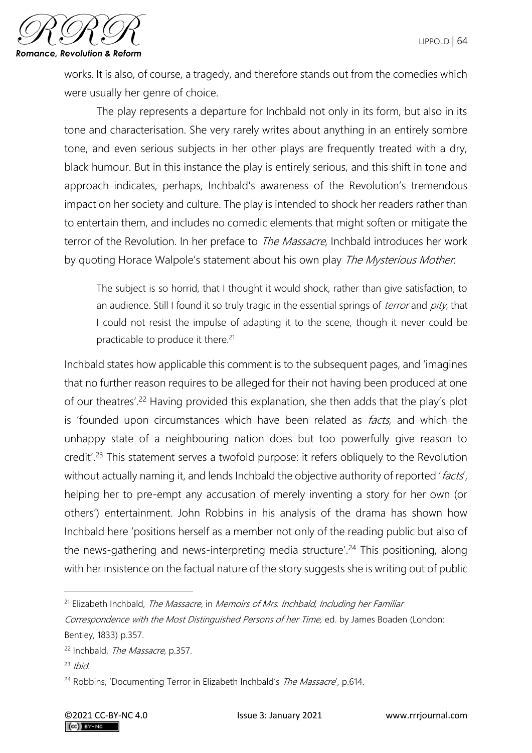works. It is also, of course, a tragedy, and therefore stands out from the comedies which were usually her genre of choice.

The play represents a departure for Inchbald not only in its form, but also in its tone and characterisation. She very rarely writes about anything in an entirely sombre tone, and even serious subjects in her other plays are frequently treated with a dry, black humour. But in this instance the play is entirely serious, and this shift in tone and approach indicates, perhaps, Inchbald's awareness of the Revolution's tremendous impact on her society and culture. The play is intended to shock her readers rather than to entertain them, and includes no comedic elements that might soften or mitigate the terror of the Revolution. In her preface to *The Massacre*, Inchbald introduces her work by quoting Horace Walpole's statement about his own play *The Mysterious Mother*:

> The subject is so horrid, that I thought it would shock, rather than give satisfaction, to an audience. Still I found it so truly tragic in the essential springs of *terror* and *pity,* that I could not resist the impulse of adapting it to the scene, though it never could be practicable to produce it there.[21]

Inchbald states how applicable this comment is to the subsequent pages, and 'imagines that no further reason requires to be alleged for their not having been produced at one of our theatres'.[22] Having provided this explanation, she then adds that the play's plot is 'founded upon circumstances which have been related as *facts*, and which the unhappy state of a neighbouring nation does but too powerfully give reason to credit'.[23] This statement serves a twofold purpose: it refers obliquely to the Revolution without actually naming it, and lends Inchbald the objective authority of reported '*facts*', helping her to pre-empt any accusation of merely inventing a story for her own (or others') entertainment. John Robbins in his analysis of the drama has shown how Inchbald here 'positions herself as a member not only of the reading public but also of the news-gathering and news-interpreting media structure'.[24] This positioning, along with her insistence on the factual nature of the story suggests she is writing out of public

---

[21] Elizabeth Inchbald, *The Massacre,* in *Memoirs of Mrs. Inchbald, Including her Familiar Correspondence with the Most Distinguished Persons of her Time,* ed. by James Boaden (London: Bentley, 1833) p.357.

[22] Inchbald, *The Massacre*, p.357.

[23] *Ibid.*

[24] Robbins, 'Documenting Terror in Elizabeth Inchbald's *The Massacre*', p.614.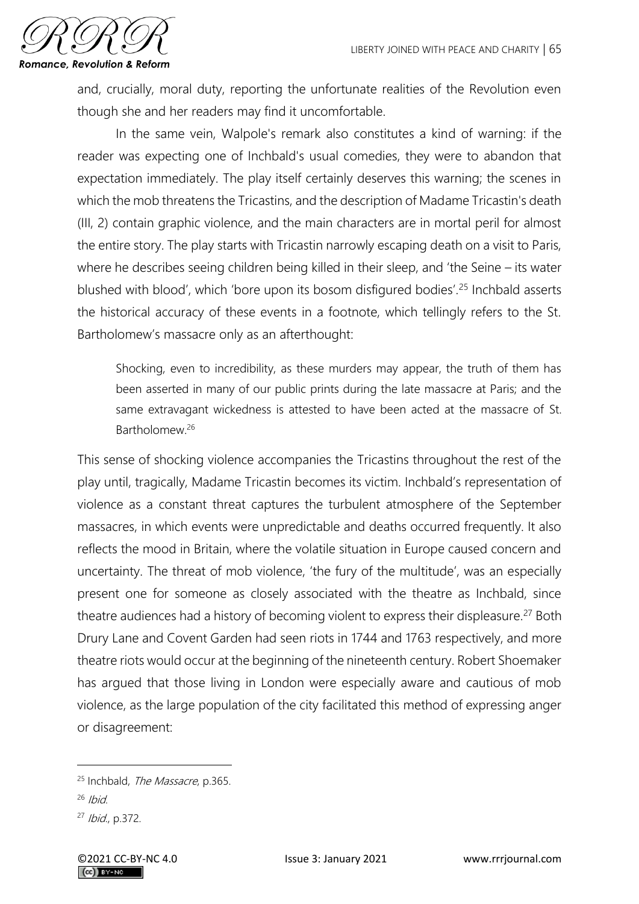and, crucially, moral duty, reporting the unfortunate realities of the Revolution even though she and her readers may find it uncomfortable.

In the same vein, Walpole's remark also constitutes a kind of warning: if the reader was expecting one of Inchbald's usual comedies, they were to abandon that expectation immediately. The play itself certainly deserves this warning; the scenes in which the mob threatens the Tricastins, and the description of Madame Tricastin's death (III, 2) contain graphic violence, and the main characters are in mortal peril for almost the entire story. The play starts with Tricastin narrowly escaping death on a visit to Paris, where he describes seeing children being killed in their sleep, and 'the Seine – its water blushed with blood', which 'bore upon its bosom disfigured bodies'.[25] Inchbald asserts the historical accuracy of these events in a footnote, which tellingly refers to the St. Bartholomew's massacre only as an afterthought:

> Shocking, even to incredibility, as these murders may appear, the truth of them has been asserted in many of our public prints during the late massacre at Paris; and the same extravagant wickedness is attested to have been acted at the massacre of St. Bartholomew.[26]

This sense of shocking violence accompanies the Tricastins throughout the rest of the play until, tragically, Madame Tricastin becomes its victim. Inchbald's representation of violence as a constant threat captures the turbulent atmosphere of the September massacres, in which events were unpredictable and deaths occurred frequently. It also reflects the mood in Britain, where the volatile situation in Europe caused concern and uncertainty. The threat of mob violence, 'the fury of the multitude', was an especially present one for someone as closely associated with the theatre as Inchbald, since theatre audiences had a history of becoming violent to express their displeasure.[27] Both Drury Lane and Covent Garden had seen riots in 1744 and 1763 respectively, and more theatre riots would occur at the beginning of the nineteenth century. Robert Shoemaker has argued that those living in London were especially aware and cautious of mob violence, as the large population of the city facilitated this method of expressing anger or disagreement:

---

[25] Inchbald, *The Massacre*, p.365.

[26] *Ibid.*

[27] *Ibid.*, p.372.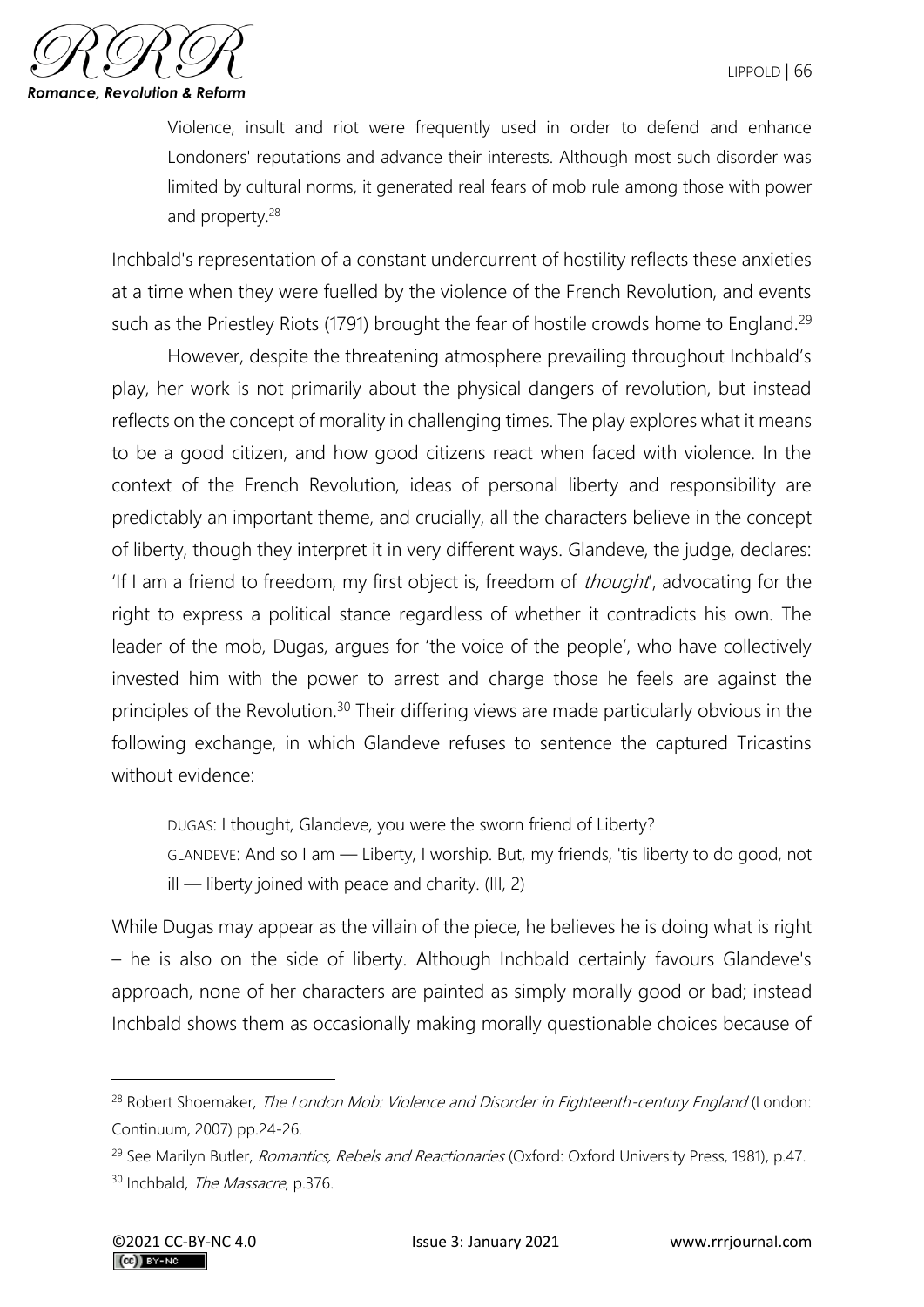> Violence, insult and riot were frequently used in order to defend and enhance Londoners' reputations and advance their interests. Although most such disorder was limited by cultural norms, it generated real fears of mob rule among those with power and property.[28]

Inchbald's representation of a constant undercurrent of hostility reflects these anxieties at a time when they were fuelled by the violence of the French Revolution, and events such as the Priestley Riots (1791) brought the fear of hostile crowds home to England.[29]

However, despite the threatening atmosphere prevailing throughout Inchbald's play, her work is not primarily about the physical dangers of revolution, but instead reflects on the concept of morality in challenging times. The play explores what it means to be a good citizen, and how good citizens react when faced with violence. In the context of the French Revolution, ideas of personal liberty and responsibility are predictably an important theme, and crucially, all the characters believe in the concept of liberty, though they interpret it in very different ways. Glandeve, the judge, declares: 'If I am a friend to freedom, my first object is, freedom of *thought*', advocating for the right to express a political stance regardless of whether it contradicts his own. The leader of the mob, Dugas, argues for 'the voice of the people', who have collectively invested him with the power to arrest and charge those he feels are against the principles of the Revolution.[30] Their differing views are made particularly obvious in the following exchange, in which Glandeve refuses to sentence the captured Tricastins without evidence:

> DUGAS: I thought, Glandeve, you were the sworn friend of Liberty?
> GLANDEVE: And so I am — Liberty, I worship. But, my friends, 'tis liberty to do good, not ill — liberty joined with peace and charity. (III, 2)

While Dugas may appear as the villain of the piece, he believes he is doing what is right – he is also on the side of liberty. Although Inchbald certainly favours Glandeve's approach, none of her characters are painted as simply morally good or bad; instead Inchbald shows them as occasionally making morally questionable choices because of

---

[28] Robert Shoemaker, *The London Mob: Violence and Disorder in Eighteenth-century England* (London: Continuum, 2007) pp.24-26.

[29] See Marilyn Butler, *Romantics, Rebels and Reactionaries* (Oxford: Oxford University Press, 1981), p.47.

[30] Inchbald, *The Massacre*, p.376.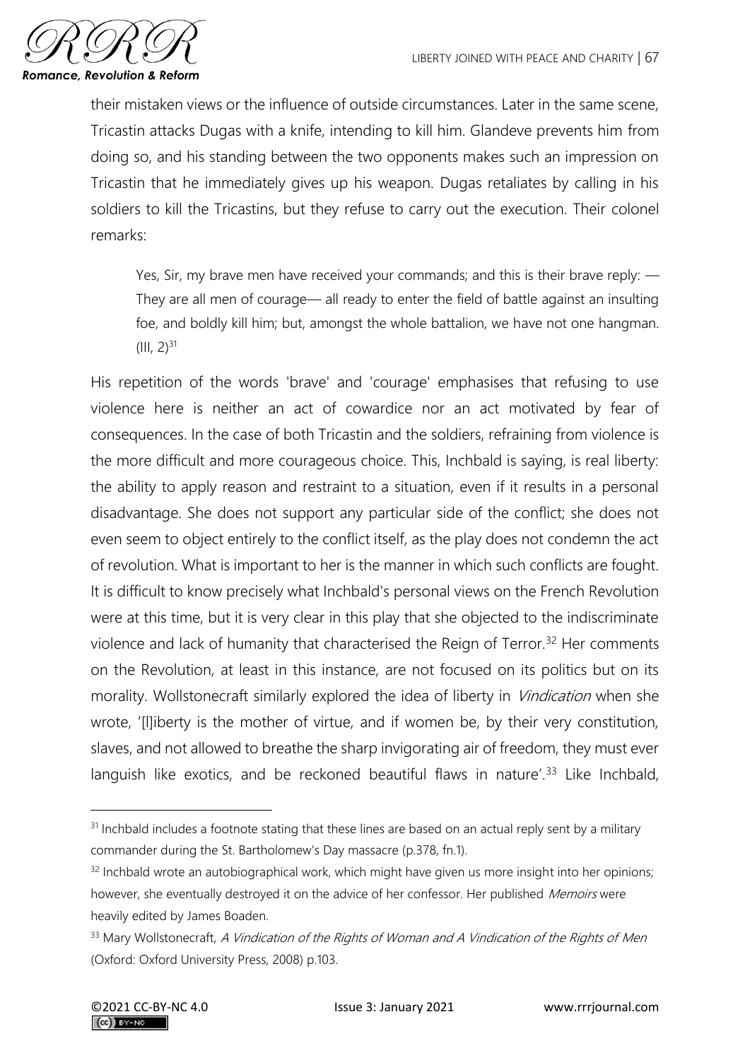their mistaken views or the influence of outside circumstances. Later in the same scene, Tricastin attacks Dugas with a knife, intending to kill him. Glandeve prevents him from doing so, and his standing between the two opponents makes such an impression on Tricastin that he immediately gives up his weapon. Dugas retaliates by calling in his soldiers to kill the Tricastins, but they refuse to carry out the execution. Their colonel remarks:

> Yes, Sir, my brave men have received your commands; and this is their brave reply: — They are all men of courage— all ready to enter the field of battle against an insulting foe, and boldly kill him; but, amongst the whole battalion, we have not one hangman. (III, 2)[31]

His repetition of the words 'brave' and 'courage' emphasises that refusing to use violence here is neither an act of cowardice nor an act motivated by fear of consequences. In the case of both Tricastin and the soldiers, refraining from violence is the more difficult and more courageous choice. This, Inchbald is saying, is real liberty: the ability to apply reason and restraint to a situation, even if it results in a personal disadvantage. She does not support any particular side of the conflict; she does not even seem to object entirely to the conflict itself, as the play does not condemn the act of revolution. What is important to her is the manner in which such conflicts are fought. It is difficult to know precisely what Inchbald's personal views on the French Revolution were at this time, but it is very clear in this play that she objected to the indiscriminate violence and lack of humanity that characterised the Reign of Terror.[32] Her comments on the Revolution, at least in this instance, are not focused on its politics but on its morality. Wollstonecraft similarly explored the idea of liberty in *Vindication* when she wrote, '[l]iberty is the mother of virtue, and if women be, by their very constitution, slaves, and not allowed to breathe the sharp invigorating air of freedom, they must ever languish like exotics, and be reckoned beautiful flaws in nature'.[33] Like Inchbald,

---

[31] Inchbald includes a footnote stating that these lines are based on an actual reply sent by a military commander during the St. Bartholomew's Day massacre (p.378, fn.1).

[32] Inchbald wrote an autobiographical work, which might have given us more insight into her opinions; however, she eventually destroyed it on the advice of her confessor. Her published *Memoirs* were heavily edited by James Boaden.

[33] Mary Wollstonecraft, *A Vindication of the Rights of Woman and A Vindication of the Rights of Men* (Oxford: Oxford University Press, 2008) p.103.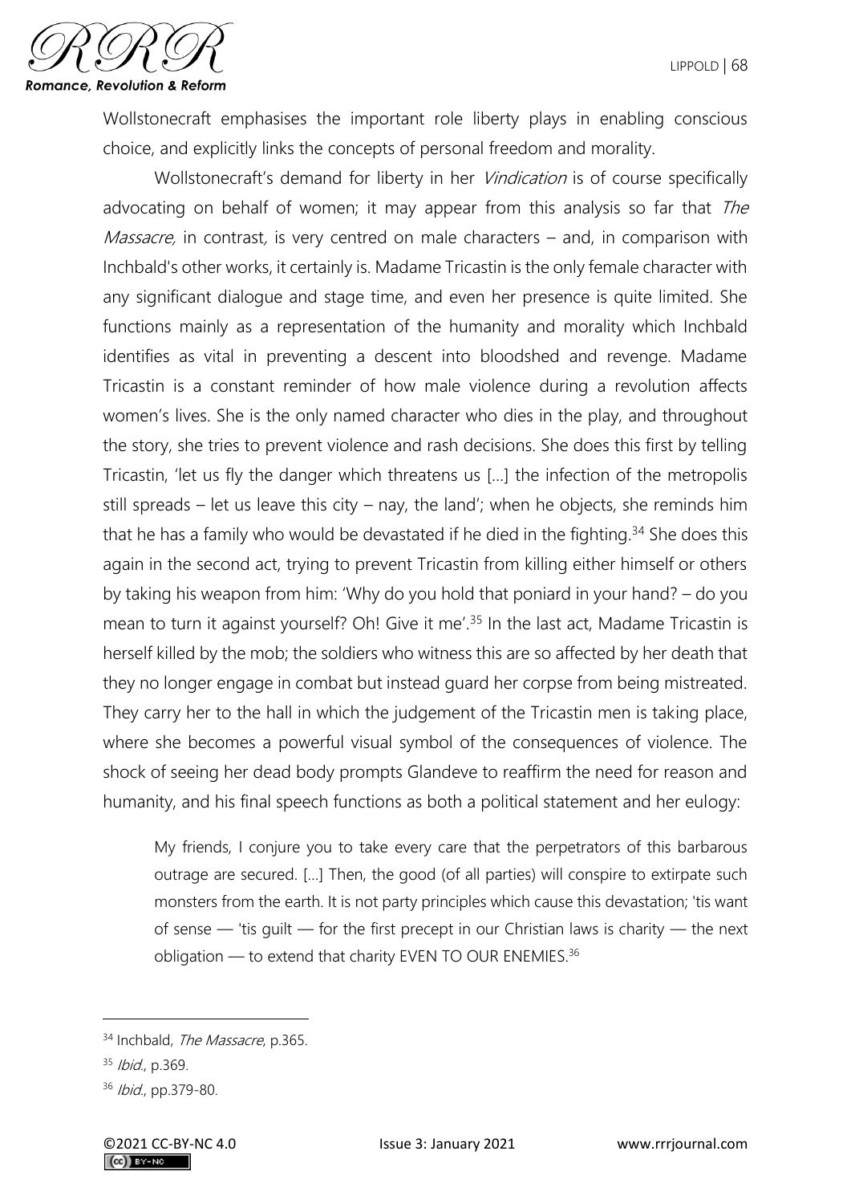Wollstonecraft emphasises the important role liberty plays in enabling conscious choice, and explicitly links the concepts of personal freedom and morality.

Wollstonecraft's demand for liberty in her *Vindication* is of course specifically advocating on behalf of women; it may appear from this analysis so far that *The Massacre,* in contrast*,* is very centred on male characters – and, in comparison with Inchbald's other works, it certainly is. Madame Tricastin is the only female character with any significant dialogue and stage time, and even her presence is quite limited. She functions mainly as a representation of the humanity and morality which Inchbald identifies as vital in preventing a descent into bloodshed and revenge. Madame Tricastin is a constant reminder of how male violence during a revolution affects women's lives. She is the only named character who dies in the play, and throughout the story, she tries to prevent violence and rash decisions. She does this first by telling Tricastin, 'let us fly the danger which threatens us [...] the infection of the metropolis still spreads – let us leave this city – nay, the land'; when he objects, she reminds him that he has a family who would be devastated if he died in the fighting.[34] She does this again in the second act, trying to prevent Tricastin from killing either himself or others by taking his weapon from him: 'Why do you hold that poniard in your hand? – do you mean to turn it against yourself? Oh! Give it me'.[35] In the last act, Madame Tricastin is herself killed by the mob; the soldiers who witness this are so affected by her death that they no longer engage in combat but instead guard her corpse from being mistreated. They carry her to the hall in which the judgement of the Tricastin men is taking place, where she becomes a powerful visual symbol of the consequences of violence. The shock of seeing her dead body prompts Glandeve to reaffirm the need for reason and humanity, and his final speech functions as both a political statement and her eulogy:

> My friends, I conjure you to take every care that the perpetrators of this barbarous outrage are secured. [...] Then, the good (of all parties) will conspire to extirpate such monsters from the earth. It is not party principles which cause this devastation; 'tis want of sense — 'tis guilt — for the first precept in our Christian laws is charity — the next obligation — to extend that charity EVEN TO OUR ENEMIES.[36]

---

[34] Inchbald, *The Massacre*, p.365.

[35] *Ibid.*, p.369.

[36] *Ibid.*, pp.379-80.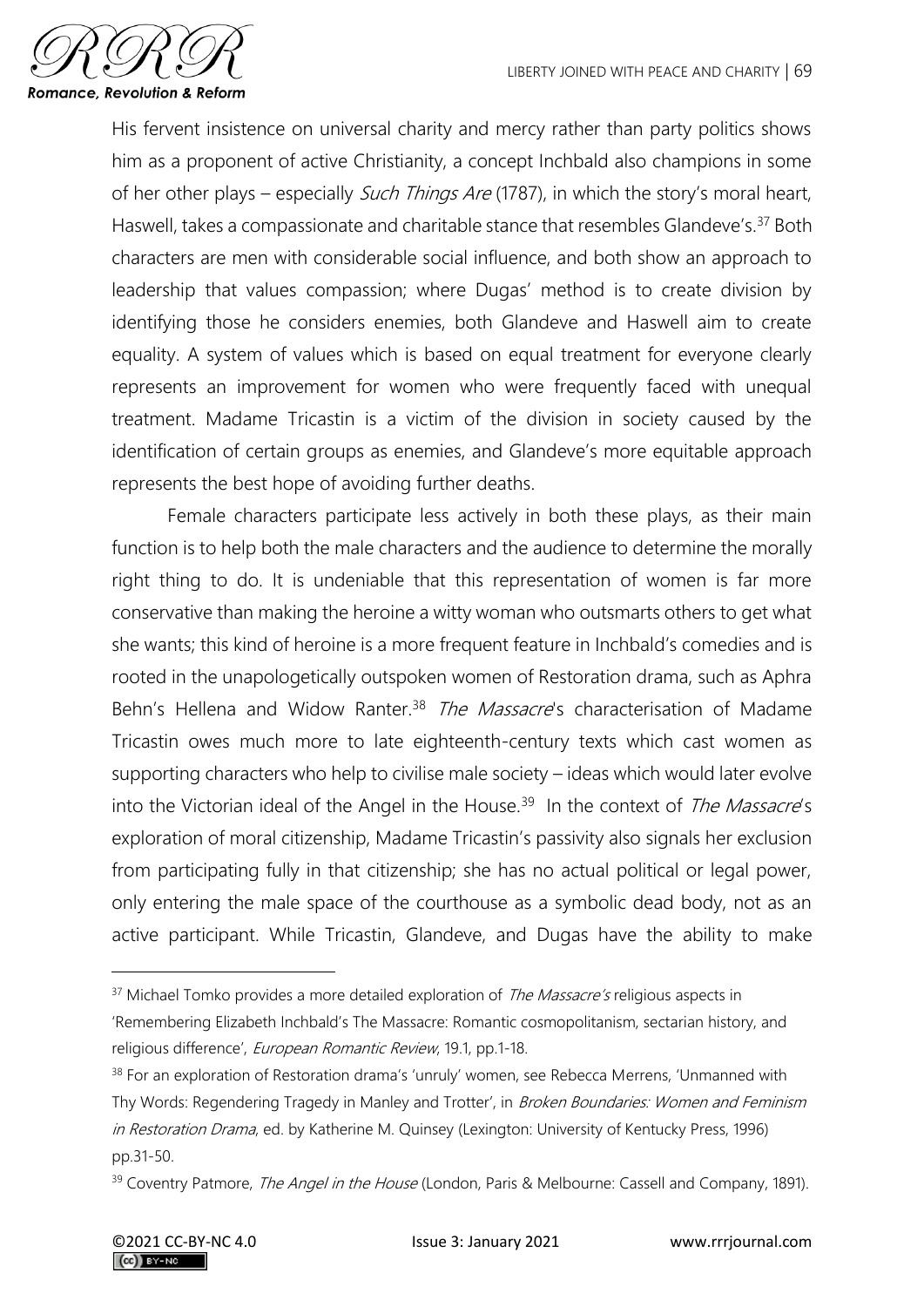His fervent insistence on universal charity and mercy rather than party politics shows him as a proponent of active Christianity, a concept Inchbald also champions in some of her other plays – especially *Such Things Are* (1787), in which the story's moral heart, Haswell, takes a compassionate and charitable stance that resembles Glandeve's.[37] Both characters are men with considerable social influence, and both show an approach to leadership that values compassion; where Dugas' method is to create division by identifying those he considers enemies, both Glandeve and Haswell aim to create equality. A system of values which is based on equal treatment for everyone clearly represents an improvement for women who were frequently faced with unequal treatment. Madame Tricastin is a victim of the division in society caused by the identification of certain groups as enemies, and Glandeve's more equitable approach represents the best hope of avoiding further deaths.

Female characters participate less actively in both these plays, as their main function is to help both the male characters and the audience to determine the morally right thing to do. It is undeniable that this representation of women is far more conservative than making the heroine a witty woman who outsmarts others to get what she wants; this kind of heroine is a more frequent feature in Inchbald's comedies and is rooted in the unapologetically outspoken women of Restoration drama, such as Aphra Behn's Hellena and Widow Ranter.[38] *The Massacre*'s characterisation of Madame Tricastin owes much more to late eighteenth-century texts which cast women as supporting characters who help to civilise male society – ideas which would later evolve into the Victorian ideal of the Angel in the House.[39] In the context of *The Massacre*'s exploration of moral citizenship, Madame Tricastin's passivity also signals her exclusion from participating fully in that citizenship; she has no actual political or legal power, only entering the male space of the courthouse as a symbolic dead body, not as an active participant. While Tricastin, Glandeve, and Dugas have the ability to make

---

[37] Michael Tomko provides a more detailed exploration of *The Massacre's* religious aspects in 'Remembering Elizabeth Inchbald's The Massacre: Romantic cosmopolitanism, sectarian history, and religious difference', *European Romantic Review*, 19.1, pp.1-18.

[38] For an exploration of Restoration drama's 'unruly' women, see Rebecca Merrens, 'Unmanned with Thy Words: Regendering Tragedy in Manley and Trotter', in *Broken Boundaries: Women and Feminism in Restoration Drama*, ed. by Katherine M. Quinsey (Lexington: University of Kentucky Press, 1996) pp.31-50.

[39] Coventry Patmore, *The Angel in the House* (London, Paris & Melbourne: Cassell and Company, 1891).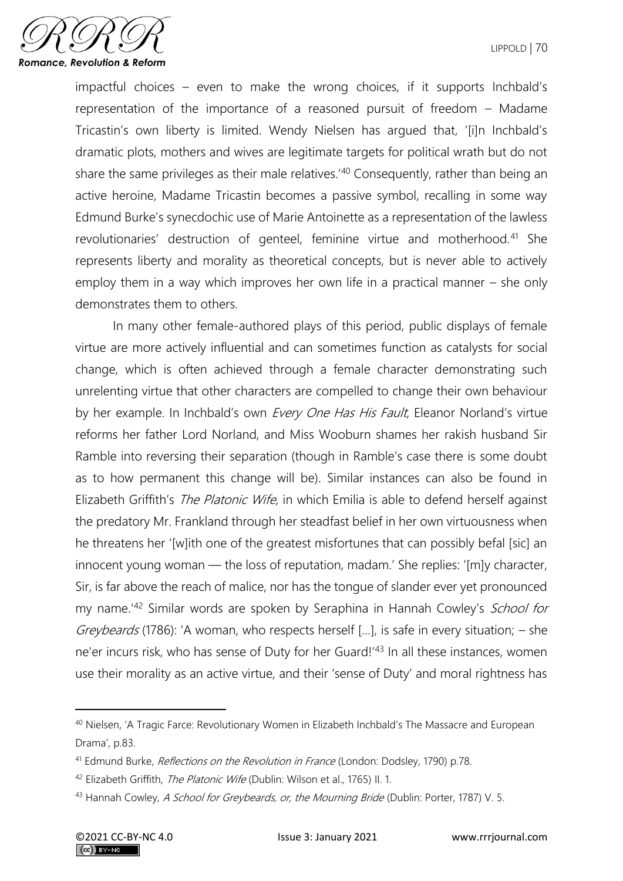impactful choices – even to make the wrong choices, if it supports Inchbald's representation of the importance of a reasoned pursuit of freedom – Madame Tricastin's own liberty is limited. Wendy Nielsen has argued that, '[i]n Inchbald's dramatic plots, mothers and wives are legitimate targets for political wrath but do not share the same privileges as their male relatives.'[40] Consequently, rather than being an active heroine, Madame Tricastin becomes a passive symbol, recalling in some way Edmund Burke's synecdochic use of Marie Antoinette as a representation of the lawless revolutionaries' destruction of genteel, feminine virtue and motherhood.[41] She represents liberty and morality as theoretical concepts, but is never able to actively employ them in a way which improves her own life in a practical manner – she only demonstrates them to others.

In many other female-authored plays of this period, public displays of female virtue are more actively influential and can sometimes function as catalysts for social change, which is often achieved through a female character demonstrating such unrelenting virtue that other characters are compelled to change their own behaviour by her example. In Inchbald's own *Every One Has His Fault*, Eleanor Norland's virtue reforms her father Lord Norland, and Miss Wooburn shames her rakish husband Sir Ramble into reversing their separation (though in Ramble's case there is some doubt as to how permanent this change will be). Similar instances can also be found in Elizabeth Griffith's *The Platonic Wife*, in which Emilia is able to defend herself against the predatory Mr. Frankland through her steadfast belief in her own virtuousness when he threatens her '[w]ith one of the greatest misfortunes that can possibly befal [sic] an innocent young woman — the loss of reputation, madam.' She replies: '[m]y character, Sir, is far above the reach of malice, nor has the tongue of slander ever yet pronounced my name.'[42] Similar words are spoken by Seraphina in Hannah Cowley's *School for Greybeards* (1786): 'A woman, who respects herself [...], is safe in every situation; – she ne'er incurs risk, who has sense of Duty for her Guard!'[43] In all these instances, women use their morality as an active virtue, and their 'sense of Duty' and moral rightness has

---

[40] Nielsen, 'A Tragic Farce: Revolutionary Women in Elizabeth Inchbald's The Massacre and European Drama', p.83.

[41] Edmund Burke, *Reflections on the Revolution in France* (London: Dodsley, 1790) p.78.

[42] Elizabeth Griffith, *The Platonic Wife* (Dublin: Wilson et al., 1765) II. 1.

[43] Hannah Cowley, *A School for Greybeards, or, the Mourning Bride* (Dublin: Porter, 1787) V. 5.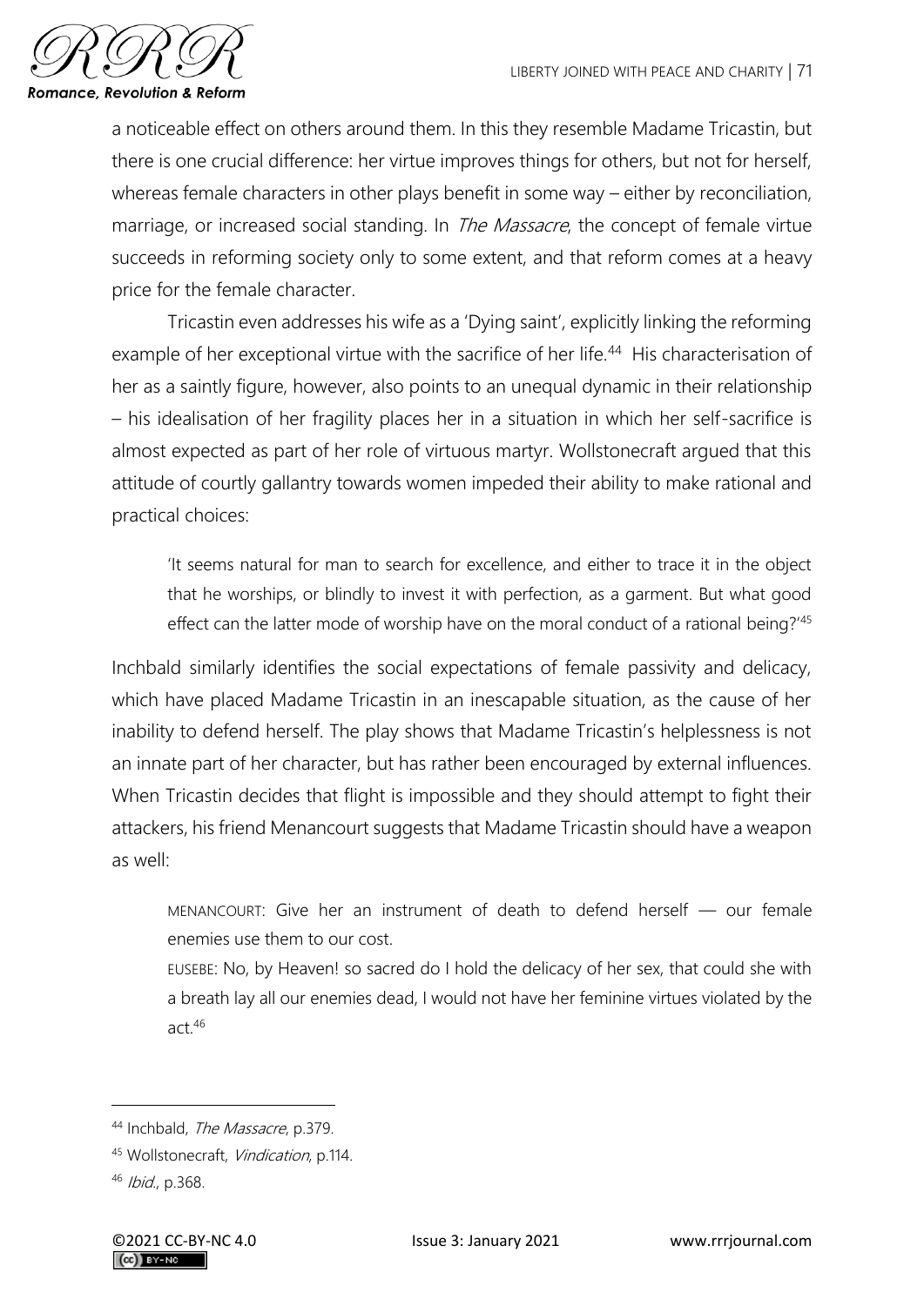a noticeable effect on others around them. In this they resemble Madame Tricastin, but there is one crucial difference: her virtue improves things for others, but not for herself, whereas female characters in other plays benefit in some way – either by reconciliation, marriage, or increased social standing. In *The Massacre*, the concept of female virtue succeeds in reforming society only to some extent, and that reform comes at a heavy price for the female character.

Tricastin even addresses his wife as a 'Dying saint', explicitly linking the reforming example of her exceptional virtue with the sacrifice of her life.[44] His characterisation of her as a saintly figure, however, also points to an unequal dynamic in their relationship – his idealisation of her fragility places her in a situation in which her self-sacrifice is almost expected as part of her role of virtuous martyr. Wollstonecraft argued that this attitude of courtly gallantry towards women impeded their ability to make rational and practical choices:

> 'It seems natural for man to search for excellence, and either to trace it in the object that he worships, or blindly to invest it with perfection, as a garment. But what good effect can the latter mode of worship have on the moral conduct of a rational being?'[45]

Inchbald similarly identifies the social expectations of female passivity and delicacy, which have placed Madame Tricastin in an inescapable situation, as the cause of her inability to defend herself. The play shows that Madame Tricastin's helplessness is not an innate part of her character, but has rather been encouraged by external influences. When Tricastin decides that flight is impossible and they should attempt to fight their attackers, his friend Menancourt suggests that Madame Tricastin should have a weapon as well:

> MENANCOURT: Give her an instrument of death to defend herself — our female enemies use them to our cost.
>
> EUSEBE: No, by Heaven! so sacred do I hold the delicacy of her sex, that could she with a breath lay all our enemies dead, I would not have her feminine virtues violated by the act.[46]

---

[44] Inchbald, *The Massacre*, p.379.

[45] Wollstonecraft, *Vindication*, p.114.

[46] *Ibid.*, p.368.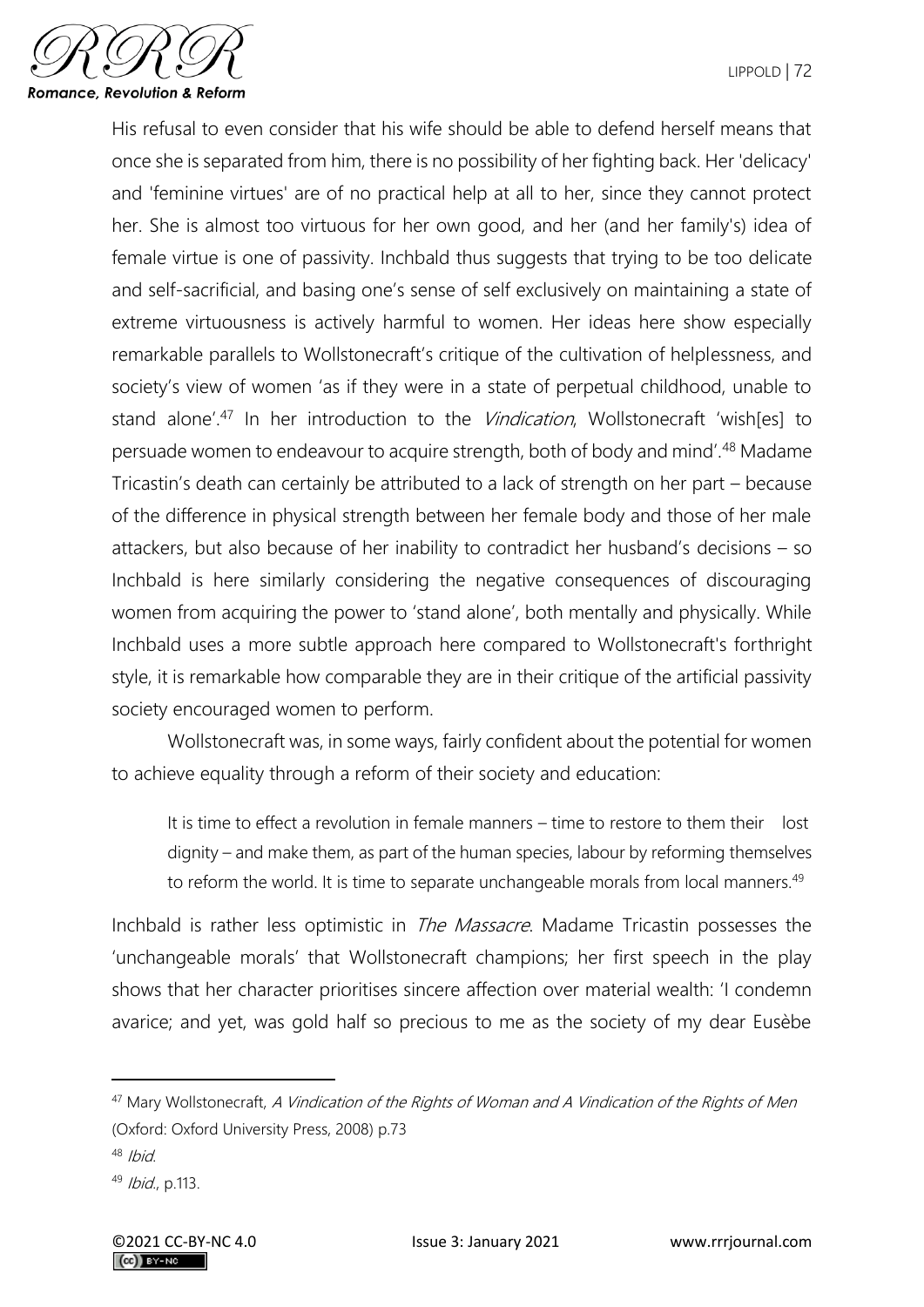His refusal to even consider that his wife should be able to defend herself means that once she is separated from him, there is no possibility of her fighting back. Her 'delicacy' and 'feminine virtues' are of no practical help at all to her, since they cannot protect her. She is almost too virtuous for her own good, and her (and her family's) idea of female virtue is one of passivity. Inchbald thus suggests that trying to be too delicate and self-sacrificial, and basing one's sense of self exclusively on maintaining a state of extreme virtuousness is actively harmful to women. Her ideas here show especially remarkable parallels to Wollstonecraft's critique of the cultivation of helplessness, and society's view of women 'as if they were in a state of perpetual childhood, unable to stand alone'.[47] In her introduction to the *Vindication*, Wollstonecraft 'wish[es] to persuade women to endeavour to acquire strength, both of body and mind'.[48] Madame Tricastin's death can certainly be attributed to a lack of strength on her part – because of the difference in physical strength between her female body and those of her male attackers, but also because of her inability to contradict her husband's decisions – so Inchbald is here similarly considering the negative consequences of discouraging women from acquiring the power to 'stand alone', both mentally and physically. While Inchbald uses a more subtle approach here compared to Wollstonecraft's forthright style, it is remarkable how comparable they are in their critique of the artificial passivity society encouraged women to perform.

Wollstonecraft was, in some ways, fairly confident about the potential for women to achieve equality through a reform of their society and education:

> It is time to effect a revolution in female manners – time to restore to them their lost dignity – and make them, as part of the human species, labour by reforming themselves to reform the world. It is time to separate unchangeable morals from local manners.[49]

Inchbald is rather less optimistic in *The Massacre*. Madame Tricastin possesses the 'unchangeable morals' that Wollstonecraft champions; her first speech in the play shows that her character prioritises sincere affection over material wealth: 'I condemn avarice; and yet, was gold half so precious to me as the society of my dear Eusèbe

---

[47] Mary Wollstonecraft, *A Vindication of the Rights of Woman and A Vindication of the Rights of Men* (Oxford: Oxford University Press, 2008) p.73

[48] *Ibid.*

[49] *Ibid.*, p.113.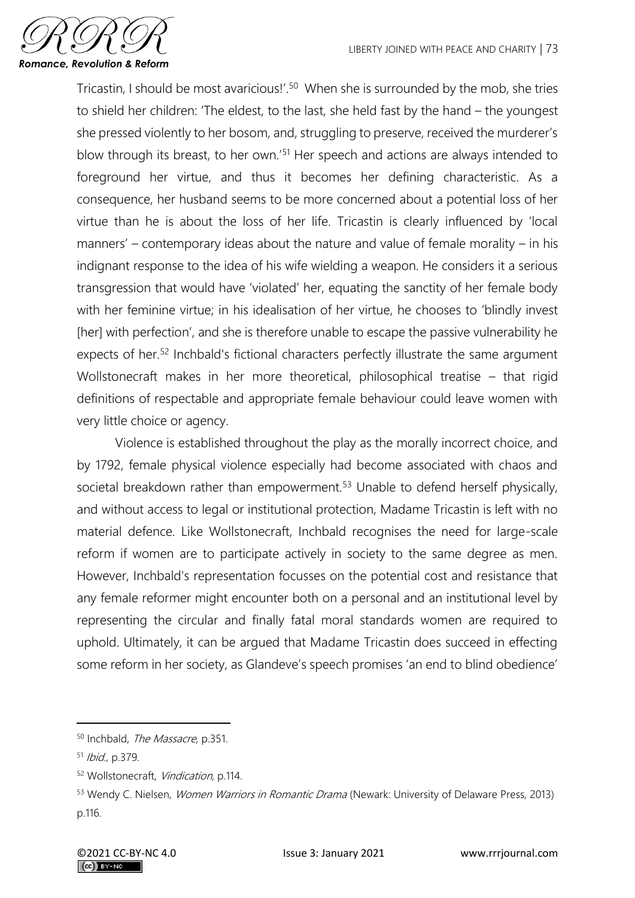Tricastin, I should be most avaricious!'.[50] When she is surrounded by the mob, she tries to shield her children: 'The eldest, to the last, she held fast by the hand – the youngest she pressed violently to her bosom, and, struggling to preserve, received the murderer's blow through its breast, to her own.'[51] Her speech and actions are always intended to foreground her virtue, and thus it becomes her defining characteristic. As a consequence, her husband seems to be more concerned about a potential loss of her virtue than he is about the loss of her life. Tricastin is clearly influenced by 'local manners' – contemporary ideas about the nature and value of female morality – in his indignant response to the idea of his wife wielding a weapon. He considers it a serious transgression that would have 'violated' her, equating the sanctity of her female body with her feminine virtue; in his idealisation of her virtue, he chooses to 'blindly invest [her] with perfection', and she is therefore unable to escape the passive vulnerability he expects of her.[52] Inchbald's fictional characters perfectly illustrate the same argument Wollstonecraft makes in her more theoretical, philosophical treatise – that rigid definitions of respectable and appropriate female behaviour could leave women with very little choice or agency.

Violence is established throughout the play as the morally incorrect choice, and by 1792, female physical violence especially had become associated with chaos and societal breakdown rather than empowerment.[53] Unable to defend herself physically, and without access to legal or institutional protection, Madame Tricastin is left with no material defence. Like Wollstonecraft, Inchbald recognises the need for large-scale reform if women are to participate actively in society to the same degree as men. However, Inchbald's representation focusses on the potential cost and resistance that any female reformer might encounter both on a personal and an institutional level by representing the circular and finally fatal moral standards women are required to uphold. Ultimately, it can be argued that Madame Tricastin does succeed in effecting some reform in her society, as Glandeve's speech promises 'an end to blind obedience'

---

[50] Inchbald, *The Massacre*, p.351.

[51] *Ibid.*, p.379.

[52] Wollstonecraft, *Vindication*, p.114.

[53] Wendy C. Nielsen, *Women Warriors in Romantic Drama* (Newark: University of Delaware Press, 2013) p.116.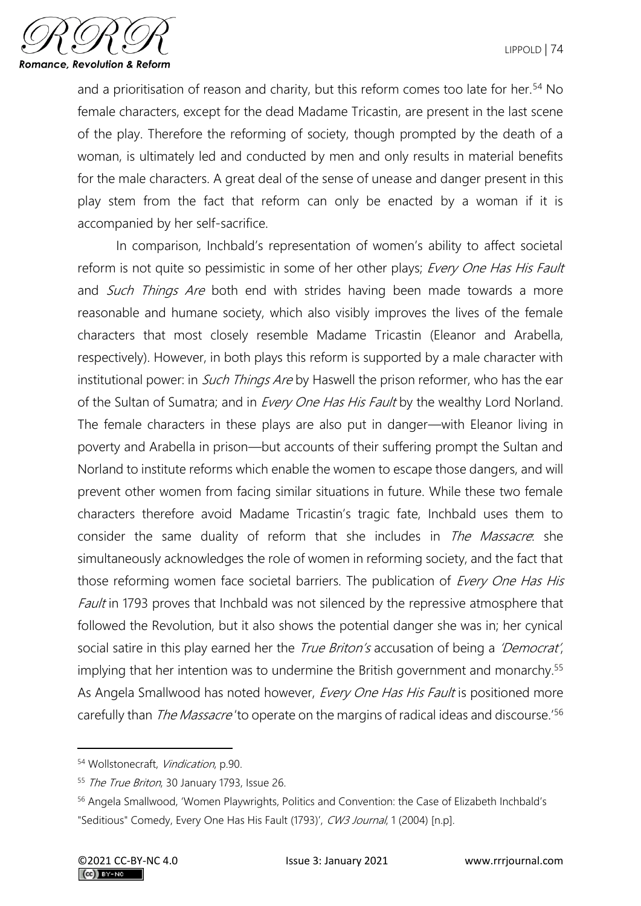and a prioritisation of reason and charity, but this reform comes too late for her.[54] No female characters, except for the dead Madame Tricastin, are present in the last scene of the play. Therefore the reforming of society, though prompted by the death of a woman, is ultimately led and conducted by men and only results in material benefits for the male characters. A great deal of the sense of unease and danger present in this play stem from the fact that reform can only be enacted by a woman if it is accompanied by her self-sacrifice.

In comparison, Inchbald's representation of women's ability to affect societal reform is not quite so pessimistic in some of her other plays; *Every One Has His Fault* and *Such Things Are* both end with strides having been made towards a more reasonable and humane society, which also visibly improves the lives of the female characters that most closely resemble Madame Tricastin (Eleanor and Arabella, respectively). However, in both plays this reform is supported by a male character with institutional power: in *Such Things Are* by Haswell the prison reformer, who has the ear of the Sultan of Sumatra; and in *Every One Has His Fault* by the wealthy Lord Norland. The female characters in these plays are also put in danger—with Eleanor living in poverty and Arabella in prison—but accounts of their suffering prompt the Sultan and Norland to institute reforms which enable the women to escape those dangers, and will prevent other women from facing similar situations in future. While these two female characters therefore avoid Madame Tricastin's tragic fate, Inchbald uses them to consider the same duality of reform that she includes in *The Massacre*: she simultaneously acknowledges the role of women in reforming society, and the fact that those reforming women face societal barriers. The publication of *Every One Has His Fault* in 1793 proves that Inchbald was not silenced by the repressive atmosphere that followed the Revolution, but it also shows the potential danger she was in; her cynical social satire in this play earned her the *True Briton's* accusation of being a *'Democrat'*, implying that her intention was to undermine the British government and monarchy.[55] As Angela Smallwood has noted however, *Every One Has His Fault* is positioned more carefully than *The Massacre* 'to operate on the margins of radical ideas and discourse.'[56]

---

[54] Wollstonecraft, *Vindication*, p.90.

[55] *The True Briton*, 30 January 1793, Issue 26.

[56] Angela Smallwood, 'Women Playwrights, Politics and Convention: the Case of Elizabeth Inchbald's "Seditious" Comedy, Every One Has His Fault (1793)', *CW3 Journal*, 1 (2004) [n.p].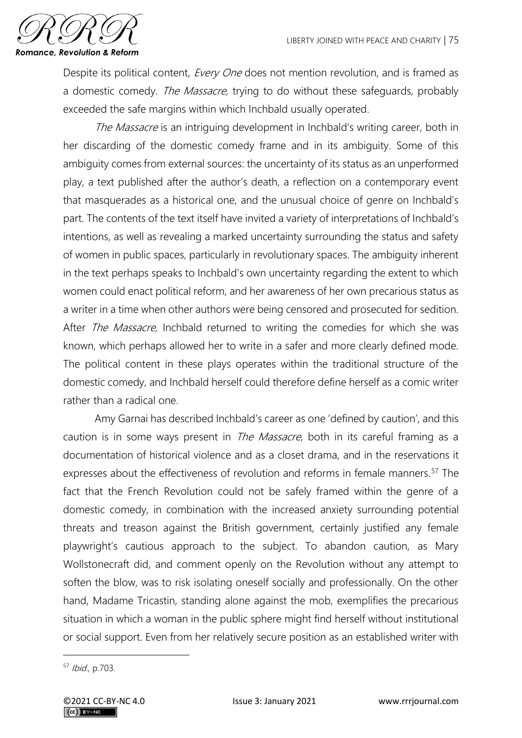Despite its political content, *Every One* does not mention revolution, and is framed as a domestic comedy. *The Massacre,* trying to do without these safeguards, probably exceeded the safe margins within which Inchbald usually operated.

*The Massacre* is an intriguing development in Inchbald's writing career, both in her discarding of the domestic comedy frame and in its ambiguity. Some of this ambiguity comes from external sources: the uncertainty of its status as an unperformed play, a text published after the author's death, a reflection on a contemporary event that masquerades as a historical one, and the unusual choice of genre on Inchbald's part. The contents of the text itself have invited a variety of interpretations of Inchbald's intentions, as well as revealing a marked uncertainty surrounding the status and safety of women in public spaces, particularly in revolutionary spaces. The ambiguity inherent in the text perhaps speaks to Inchbald's own uncertainty regarding the extent to which women could enact political reform, and her awareness of her own precarious status as a writer in a time when other authors were being censored and prosecuted for sedition. After *The Massacre,* Inchbald returned to writing the comedies for which she was known, which perhaps allowed her to write in a safer and more clearly defined mode. The political content in these plays operates within the traditional structure of the domestic comedy, and Inchbald herself could therefore define herself as a comic writer rather than a radical one.

Amy Garnai has described Inchbald's career as one 'defined by caution', and this caution is in some ways present in *The Massacre*, both in its careful framing as a documentation of historical violence and as a closet drama, and in the reservations it expresses about the effectiveness of revolution and reforms in female manners.[57] The fact that the French Revolution could not be safely framed within the genre of a domestic comedy, in combination with the increased anxiety surrounding potential threats and treason against the British government, certainly justified any female playwright's cautious approach to the subject. To abandon caution, as Mary Wollstonecraft did*,* and comment openly on the Revolution without any attempt to soften the blow, was to risk isolating oneself socially and professionally. On the other hand, Madame Tricastin, standing alone against the mob, exemplifies the precarious situation in which a woman in the public sphere might find herself without institutional or social support. Even from her relatively secure position as an established writer with

[57] *Ibid.*, p.703.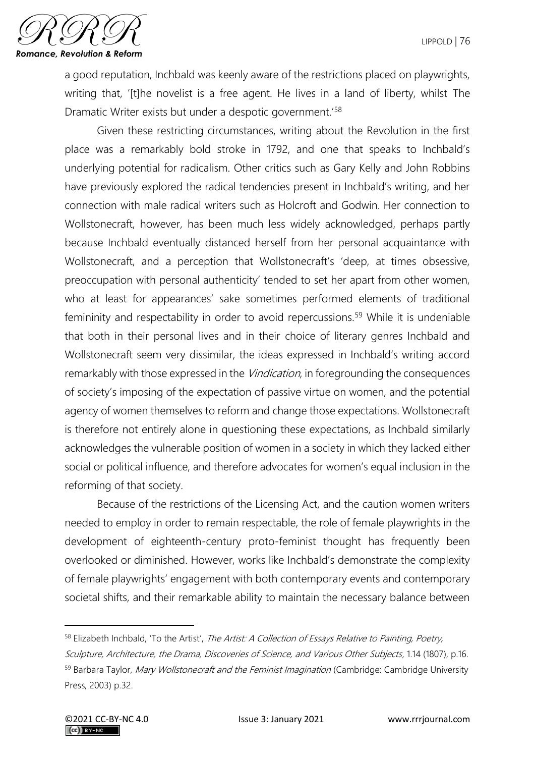a good reputation, Inchbald was keenly aware of the restrictions placed on playwrights, writing that, '[t]he novelist is a free agent. He lives in a land of liberty, whilst The Dramatic Writer exists but under a despotic government.'[58]

Given these restricting circumstances, writing about the Revolution in the first place was a remarkably bold stroke in 1792, and one that speaks to Inchbald's underlying potential for radicalism. Other critics such as Gary Kelly and John Robbins have previously explored the radical tendencies present in Inchbald's writing, and her connection with male radical writers such as Holcroft and Godwin. Her connection to Wollstonecraft, however, has been much less widely acknowledged, perhaps partly because Inchbald eventually distanced herself from her personal acquaintance with Wollstonecraft, and a perception that Wollstonecraft's 'deep, at times obsessive, preoccupation with personal authenticity' tended to set her apart from other women, who at least for appearances' sake sometimes performed elements of traditional femininity and respectability in order to avoid repercussions.[59] While it is undeniable that both in their personal lives and in their choice of literary genres Inchbald and Wollstonecraft seem very dissimilar, the ideas expressed in Inchbald's writing accord remarkably with those expressed in the *Vindication*, in foregrounding the consequences of society's imposing of the expectation of passive virtue on women, and the potential agency of women themselves to reform and change those expectations. Wollstonecraft is therefore not entirely alone in questioning these expectations, as Inchbald similarly acknowledges the vulnerable position of women in a society in which they lacked either social or political influence, and therefore advocates for women's equal inclusion in the reforming of that society.

Because of the restrictions of the Licensing Act, and the caution women writers needed to employ in order to remain respectable, the role of female playwrights in the development of eighteenth-century proto-feminist thought has frequently been overlooked or diminished. However, works like Inchbald's demonstrate the complexity of female playwrights' engagement with both contemporary events and contemporary societal shifts, and their remarkable ability to maintain the necessary balance between

---

[58] Elizabeth Inchbald, 'To the Artist', *The Artist: A Collection of Essays Relative to Painting, Poetry, Sculpture, Architecture, the Drama, Discoveries of Science, and Various Other Subjects*, 1.14 (1807), p.16.

[59] Barbara Taylor, *Mary Wollstonecraft and the Feminist Imagination* (Cambridge: Cambridge University Press, 2003) p.32.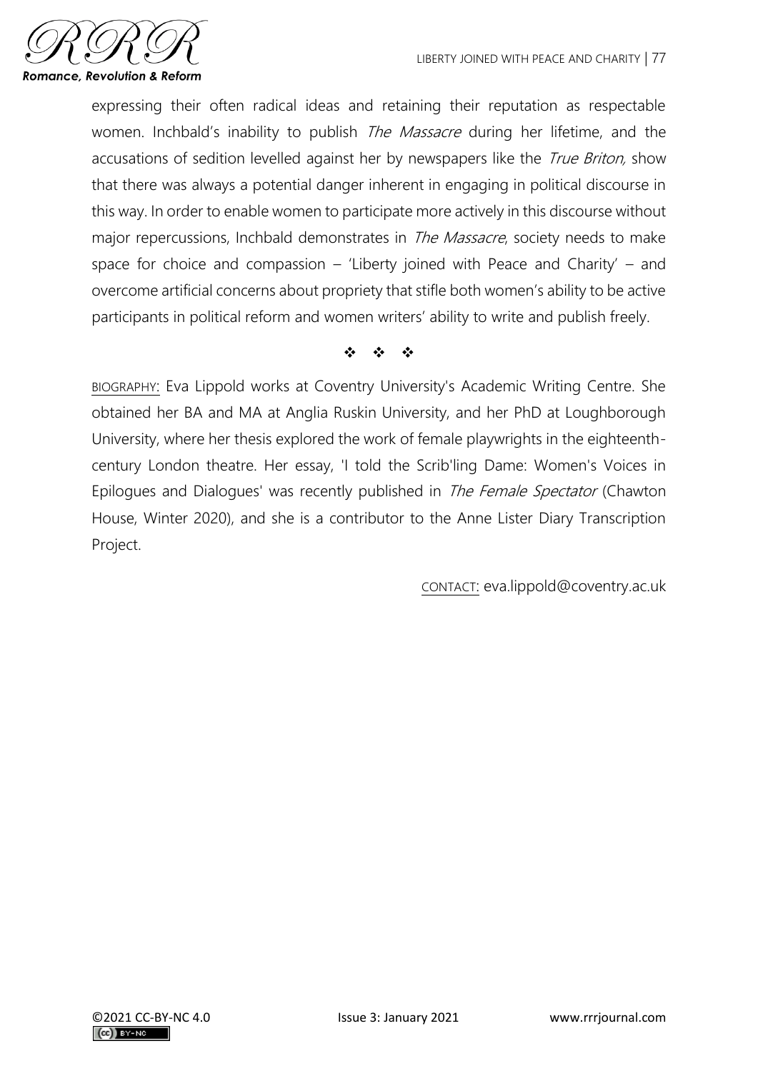expressing their often radical ideas and retaining their reputation as respectable women. Inchbald's inability to publish *The Massacre* during her lifetime, and the accusations of sedition levelled against her by newspapers like the *True Briton,* show that there was always a potential danger inherent in engaging in political discourse in this way. In order to enable women to participate more actively in this discourse without major repercussions, Inchbald demonstrates in *The Massacre*, society needs to make space for choice and compassion – 'Liberty joined with Peace and Charity' – and overcome artificial concerns about propriety that stifle both women's ability to be active participants in political reform and women writers' ability to write and publish freely.

❖ ❖ ❖

BIOGRAPHY: Eva Lippold works at Coventry University's Academic Writing Centre. She obtained her BA and MA at Anglia Ruskin University, and her PhD at Loughborough University, where her thesis explored the work of female playwrights in the eighteenth-century London theatre. Her essay, 'I told the Scrib'ling Dame: Women's Voices in Epilogues and Dialogues' was recently published in *The Female Spectator* (Chawton House, Winter 2020), and she is a contributor to the Anne Lister Diary Transcription Project.

CONTACT: eva.lippold@coventry.ac.uk